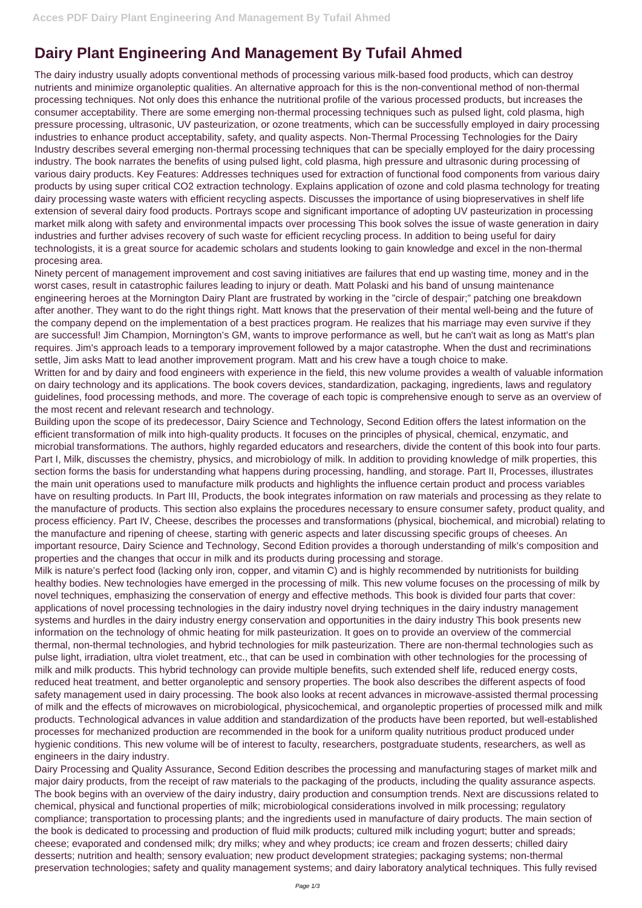# Dairy Plant Engineering And Management By Tufail Ahmed

The dairy industry usually adopts conventional methods of processing various milk-based food products, which can destroy nutrients and minimize organoleptic qualities. An alternative approach for this is the non-conventional method of non-thermal processing techniques. Not only does this enhance the nutritional profile of the various processed products, but increases the consumer acceptability. There are some emerging non-thermal processing techniques such as pulsed light, cold plasma, high pressure processing, ultrasonic, UV pasteurization, or ozone treatments, which can be successfully employed in dairy processing industries to enhance product acceptability, safety, and quality aspects. Non-Thermal Processing Technologies for the Dairy Industry describes several emerging non-thermal processing techniques that can be specially employed for the dairy processing industry. The book narrates the benefits of using pulsed light, cold plasma, high pressure and ultrasonic during processing of various dairy products. Key Features: Addresses techniques used for extraction of functional food components from various dairy products by using super critical CO2 extraction technology. Explains application of ozone and cold plasma technology for treating dairy processing waste waters with efficient recycling aspects. Discusses the importance of using biopreservatives in shelf life extension of several dairy food products. Portrays scope and significant importance of adopting UV pasteurization in processing market milk along with safety and environmental impacts over processing This book solves the issue of waste generation in dairy industries and further advises recovery of such waste for efficient recycling process. In addition to being useful for dairy technologists, it is a great source for academic scholars and students looking to gain knowledge and excel in the non-thermal procesing area.

Ninety percent of management improvement and cost saving initiatives are failures that end up wasting time, money and in the worst cases, result in catastrophic failures leading to injury or death. Matt Polaski and his band of unsung maintenance engineering heroes at the Mornington Dairy Plant are frustrated by working in the "circle of despair;" patching one breakdown after another. They want to do the right things right. Matt knows that the preservation of their mental well-being and the future of the company depend on the implementation of a best practices program. He realizes that his marriage may even survive if they are successful! Jim Champion, Mornington's GM, wants to improve performance as well, but he can't wait as long as Matt's plan requires. Jim's approach leads to a temporary improvement followed by a major catastrophe. When the dust and recriminations settle, Jim asks Matt to lead another improvement program. Matt and his crew have a tough choice to make.

Written for and by dairy and food engineers with experience in the field, this new volume provides a wealth of valuable information on dairy technology and its applications. The book covers devices, standardization, packaging, ingredients, laws and regulatory guidelines, food processing methods, and more. The coverage of each topic is comprehensive enough to serve as an overview of the most recent and relevant research and technology.

Building upon the scope of its predecessor, Dairy Science and Technology, Second Edition offers the latest information on the efficient transformation of milk into high-quality products. It focuses on the principles of physical, chemical, enzymatic, and microbial transformations. The authors, highly regarded educators and researchers, divide the content of this book into four parts. Part I, Milk, discusses the chemistry, physics, and microbiology of milk. In addition to providing knowledge of milk properties, this section forms the basis for understanding what happens during processing, handling, and storage. Part II, Processes, illustrates the main unit operations used to manufacture milk products and highlights the influence certain product and process variables have on resulting products. In Part III, Products, the book integrates information on raw materials and processing as they relate to the manufacture of products. This section also explains the procedures necessary to ensure consumer safety, product quality, and process efficiency. Part IV, Cheese, describes the processes and transformations (physical, biochemical, and microbial) relating to the manufacture and ripening of cheese, starting with generic aspects and later discussing specific groups of cheeses. An important resource, Dairy Science and Technology, Second Edition provides a thorough understanding of milk's composition and properties and the changes that occur in milk and its products during processing and storage.

Milk is nature's perfect food (lacking only iron, copper, and vitamin C) and is highly recommended by nutritionists for building healthy bodies. New technologies have emerged in the processing of milk. This new volume focuses on the processing of milk by novel techniques, emphasizing the conservation of energy and effective methods. This book is divided four parts that cover: applications of novel processing technologies in the dairy industry novel drying techniques in the dairy industry management systems and hurdles in the dairy industry energy conservation and opportunities in the dairy industry This book presents new information on the technology of ohmic heating for milk pasteurization. It goes on to provide an overview of the commercial thermal, non-thermal technologies, and hybrid technologies for milk pasteurization. There are non-thermal technologies such as pulse light, irradiation, ultra violet treatment, etc., that can be used in combination with other technologies for the processing of milk and milk products. This hybrid technology can provide multiple benefits, such extended shelf life, reduced energy costs, reduced heat treatment, and better organoleptic and sensory properties. The book also describes the different aspects of food safety management used in dairy processing. The book also looks at recent advances in microwave-assisted thermal processing of milk and the effects of microwaves on microbiological, physicochemical, and organoleptic properties of processed milk and milk products. Technological advances in value addition and standardization of the products have been reported, but well-established processes for mechanized production are recommended in the book for a uniform quality nutritious product produced under hygienic conditions. This new volume will be of interest to faculty, researchers, postgraduate students, researchers, as well as engineers in the dairy industry.

Dairy Processing and Quality Assurance, Second Edition describes the processing and manufacturing stages of market milk and major dairy products, from the receipt of raw materials to the packaging of the products, including the quality assurance aspects. The book begins with an overview of the dairy industry, dairy production and consumption trends. Next are discussions related to chemical, physical and functional properties of milk; microbiological considerations involved in milk processing; regulatory compliance; transportation to processing plants; and the ingredients used in manufacture of dairy products. The main section of the book is dedicated to processing and production of fluid milk products; cultured milk including yogurt; butter and spreads; cheese; evaporated and condensed milk; dry milks; whey and whey products; ice cream and frozen desserts; chilled dairy desserts; nutrition and health; sensory evaluation; new product development strategies; packaging systems; non-thermal preservation technologies; safety and quality management systems; and dairy laboratory analytical techniques. This fully revised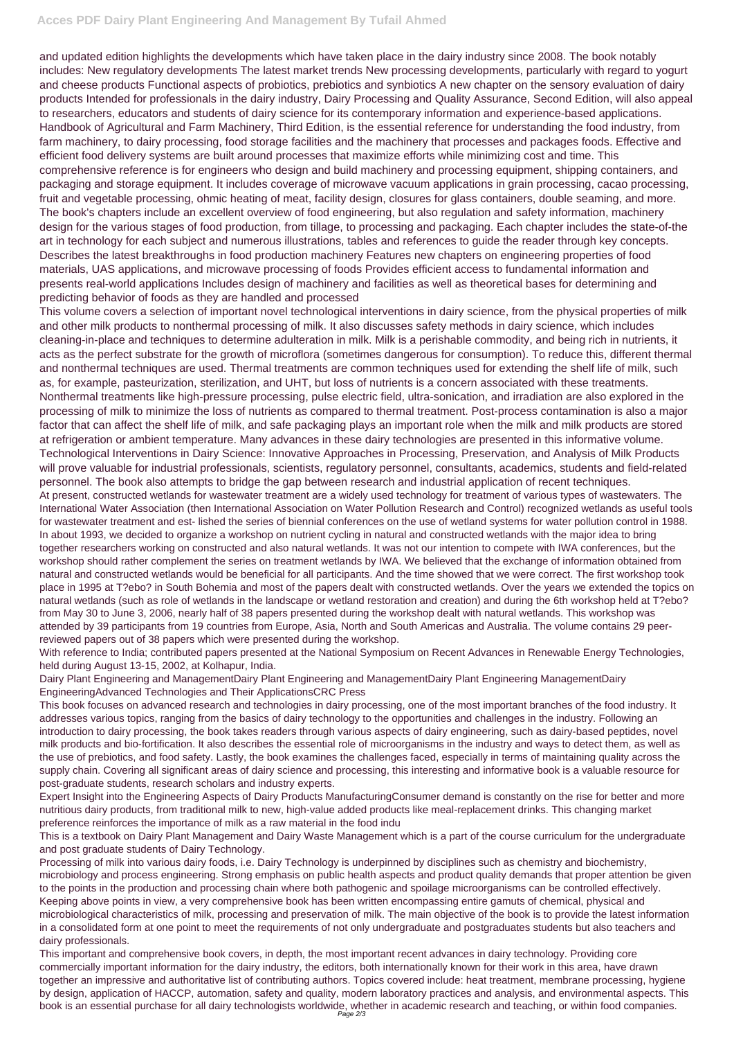and updated edition highlights the developments which have taken place in the dairy industry since 2008. The book notably includes: New regulatory developments The latest market trends New processing developments, particularly with regard to yogurt and cheese products Functional aspects of probiotics, prebiotics and synbiotics A new chapter on the sensory evaluation of dairy products Intended for professionals in the dairy industry, Dairy Processing and Quality Assurance, Second Edition, will also appeal to researchers, educators and students of dairy science for its contemporary information and experience-based applications. Handbook of Agricultural and Farm Machinery, Third Edition, is the essential reference for understanding the food industry, from farm machinery, to dairy processing, food storage facilities and the machinery that processes and packages foods. Effective and efficient food delivery systems are built around processes that maximize efforts while minimizing cost and time. This comprehensive reference is for engineers who design and build machinery and processing equipment, shipping containers, and packaging and storage equipment. It includes coverage of microwave vacuum applications in grain processing, cacao processing, fruit and vegetable processing, ohmic heating of meat, facility design, closures for glass containers, double seaming, and more. The book's chapters include an excellent overview of food engineering, but also regulation and safety information, machinery design for the various stages of food production, from tillage, to processing and packaging. Each chapter includes the state-of-the art in technology for each subject and numerous illustrations, tables and references to guide the reader through key concepts. Describes the latest breakthroughs in food production machinery Features new chapters on engineering properties of food materials, UAS applications, and microwave processing of foods Provides efficient access to fundamental information and presents real-world applications Includes design of machinery and facilities as well as theoretical bases for determining and predicting behavior of foods as they are handled and processed

This volume covers a selection of important novel technological interventions in dairy science, from the physical properties of milk and other milk products to nonthermal processing of milk. It also discusses safety methods in dairy science, which includes cleaning-in-place and techniques to determine adulteration in milk. Milk is a perishable commodity, and being rich in nutrients, it acts as the perfect substrate for the growth of microflora (sometimes dangerous for consumption). To reduce this, different thermal and nonthermal techniques are used. Thermal treatments are common techniques used for extending the shelf life of milk, such as, for example, pasteurization, sterilization, and UHT, but loss of nutrients is a concern associated with these treatments. Nonthermal treatments like high-pressure processing, pulse electric field, ultra-sonication, and irradiation are also explored in the processing of milk to minimize the loss of nutrients as compared to thermal treatment. Post-process contamination is also a major factor that can affect the shelf life of milk, and safe packaging plays an important role when the milk and milk products are stored at refrigeration or ambient temperature. Many advances in these dairy technologies are presented in this informative volume. Technological Interventions in Dairy Science: Innovative Approaches in Processing, Preservation, and Analysis of Milk Products will prove valuable for industrial professionals, scientists, regulatory personnel, consultants, academics, students and field-related personnel. The book also attempts to bridge the gap between research and industrial application of recent techniques.

At present, constructed wetlands for wastewater treatment are a widely used technology for treatment of various types of wastewaters. The International Water Association (then International Association on Water Pollution Research and Control) recognized wetlands as useful tools for wastewater treatment and est- lished the series of biennial conferences on the use of wetland systems for water pollution control in 1988. In about 1993, we decided to organize a workshop on nutrient cycling in natural and constructed wetlands with the major idea to bring together researchers working on constructed and also natural wetlands. It was not our intention to compete with IWA conferences, but the workshop should rather complement the series on treatment wetlands by IWA. We believed that the exchange of information obtained from natural and constructed wetlands would be beneficial for all participants. And the time showed that we were correct. The first workshop took place in 1995 at T?ebo? in South Bohemia and most of the papers dealt with constructed wetlands. Over the years we extended the topics on natural wetlands (such as role of wetlands in the landscape or wetland restoration and creation) and during the 6th workshop held at T?ebo? from May 30 to June 3, 2006, nearly half of 38 papers presented during the workshop dealt with natural wetlands. This workshop was attended by 39 participants from 19 countries from Europe, Asia, North and South Americas and Australia. The volume contains 29 peer-reviewed papers out of 38 papers which were presented during the workshop.

With reference to India; contributed papers presented at the National Symposium on Recent Advances in Renewable Energy Technologies, held during August 13-15, 2002, at Kolhapur, India.

Dairy Plant Engineering and ManagementDairy Plant Engineering and ManagementDairy Plant Engineering ManagementDairy EngineeringAdvanced Technologies and Their ApplicationsCRC Press

This book focuses on advanced research and technologies in dairy processing, one of the most important branches of the food industry. It addresses various topics, ranging from the basics of dairy technology to the opportunities and challenges in the industry. Following an introduction to dairy processing, the book takes readers through various aspects of dairy engineering, such as dairy-based peptides, novel milk products and bio-fortification. It also describes the essential role of microorganisms in the industry and ways to detect them, as well as the use of prebiotics, and food safety. Lastly, the book examines the challenges faced, especially in terms of maintaining quality across the supply chain. Covering all significant areas of dairy science and processing, this interesting and informative book is a valuable resource for post-graduate students, research scholars and industry experts.

Expert Insight into the Engineering Aspects of Dairy Products ManufacturingConsumer demand is constantly on the rise for better and more nutritious dairy products, from traditional milk to new, high-value added products like meal-replacement drinks. This changing market preference reinforces the importance of milk as a raw material in the food indu

This is a textbook on Dairy Plant Management and Dairy Waste Management which is a part of the course curriculum for the undergraduate and post graduate students of Dairy Technology.

Processing of milk into various dairy foods, i.e. Dairy Technology is underpinned by disciplines such as chemistry and biochemistry, microbiology and process engineering. Strong emphasis on public health aspects and product quality demands that proper attention be given to the points in the production and processing chain where both pathogenic and spoilage microorganisms can be controlled effectively. Keeping above points in view, a very comprehensive book has been written encompassing entire gamuts of chemical, physical and microbiological characteristics of milk, processing and preservation of milk. The main objective of the book is to provide the latest information in a consolidated form at one point to meet the requirements of not only undergraduate and postgraduates students but also teachers and dairy professionals.

This important and comprehensive book covers, in depth, the most important recent advances in dairy technology. Providing core commercially important information for the dairy industry, the editors, both internationally known for their work in this area, have drawn together an impressive and authoritative list of contributing authors. Topics covered include: heat treatment, membrane processing, hygiene by design, application of HACCP, automation, safety and quality, modern laboratory practices and analysis, and environmental aspects. This book is an essential purchase for all dairy technologists worldwide, whether in academic research and teaching, or within food companies.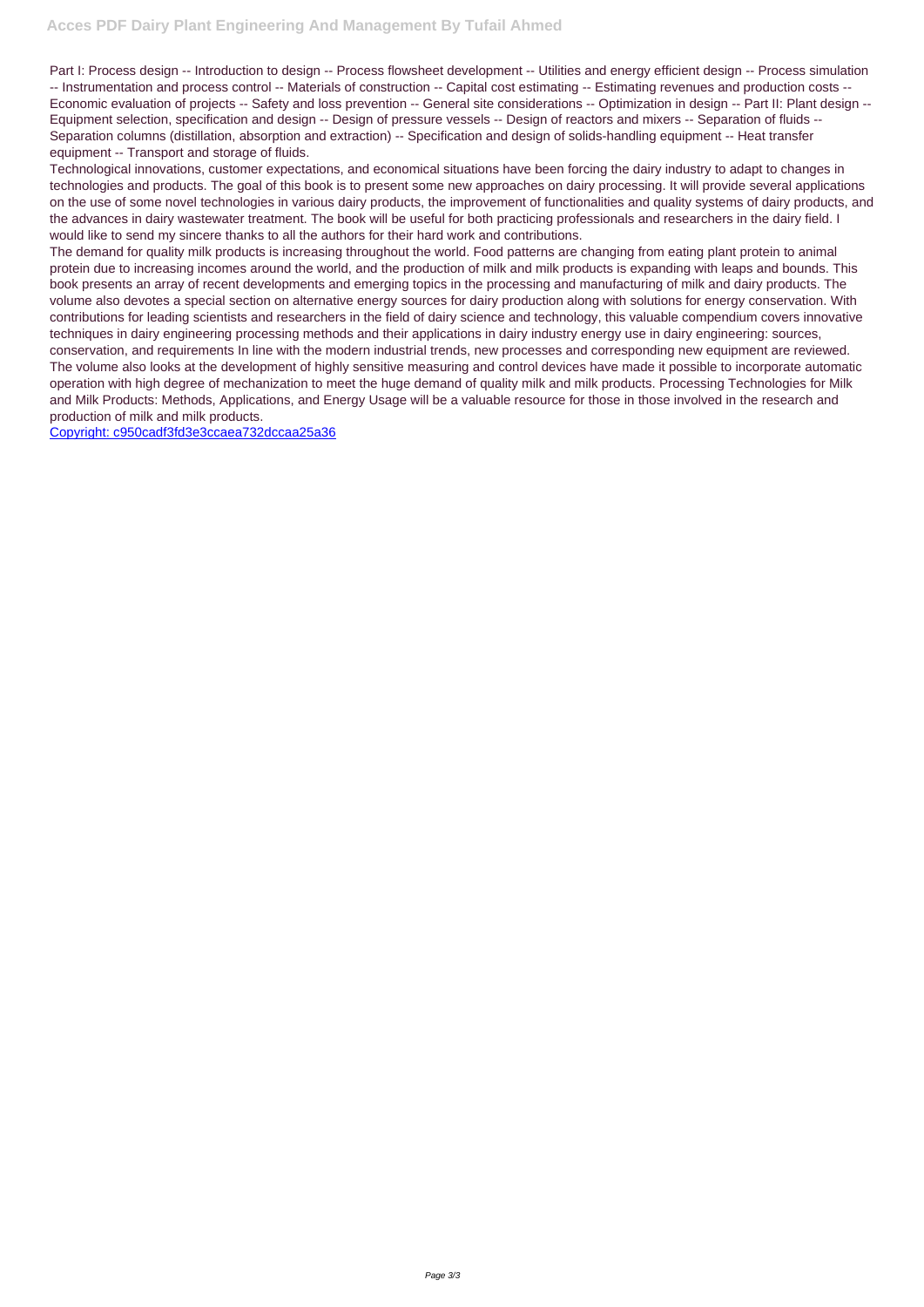Part I: Process design -- Introduction to design -- Process flowsheet development -- Utilities and energy efficient design -- Process simulation -- Instrumentation and process control -- Materials of construction -- Capital cost estimating -- Estimating revenues and production costs -- Economic evaluation of projects -- Safety and loss prevention -- General site considerations -- Optimization in design -- Part II: Plant design -- Equipment selection, specification and design -- Design of pressure vessels -- Design of reactors and mixers -- Separation of fluids -- Separation columns (distillation, absorption and extraction) -- Specification and design of solids-handling equipment -- Heat transfer equipment -- Transport and storage of fluids.

Technological innovations, customer expectations, and economical situations have been forcing the dairy industry to adapt to changes in technologies and products. The goal of this book is to present some new approaches on dairy processing. It will provide several applications on the use of some novel technologies in various dairy products, the improvement of functionalities and quality systems of dairy products, and the advances in dairy wastewater treatment. The book will be useful for both practicing professionals and researchers in the dairy field. I would like to send my sincere thanks to all the authors for their hard work and contributions.

The demand for quality milk products is increasing throughout the world. Food patterns are changing from eating plant protein to animal protein due to increasing incomes around the world, and the production of milk and milk products is expanding with leaps and bounds. This book presents an array of recent developments and emerging topics in the processing and manufacturing of milk and dairy products. The volume also devotes a special section on alternative energy sources for dairy production along with solutions for energy conservation. With contributions for leading scientists and researchers in the field of dairy science and technology, this valuable compendium covers innovative techniques in dairy engineering processing methods and their applications in dairy industry energy use in dairy engineering: sources, conservation, and requirements In line with the modern industrial trends, new processes and corresponding new equipment are reviewed. The volume also looks at the development of highly sensitive measuring and control devices have made it possible to incorporate automatic operation with high degree of mechanization to meet the huge demand of quality milk and milk products. Processing Technologies for Milk and Milk Products: Methods, Applications, and Energy Usage will be a valuable resource for those in those involved in the research and production of milk and milk products.

Copyright: c950cadf3fd3e3ccaea732dccaa25a36